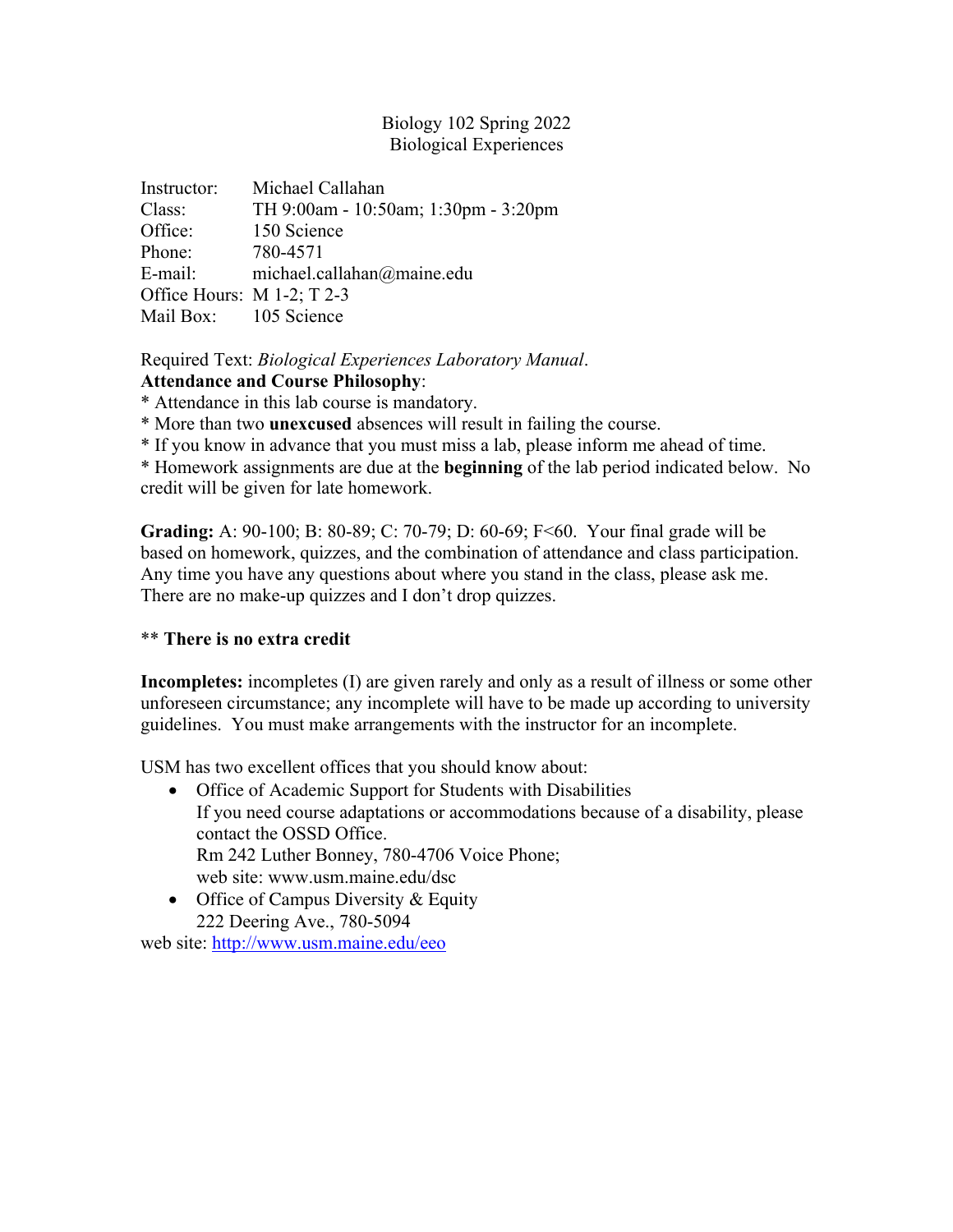Biology 102 Spring 2022
Biological Experiences

| | |
|---|---|
| Instructor: | Michael Callahan |
| Class: | TH 9:00am - 10:50am; 1:30pm - 3:20pm |
| Office: | 150 Science |
| Phone: | 780-4571 |
| E-mail: | michael.callahan@maine.edu |
| Office Hours: | M 1-2; T 2-3 |
| Mail Box: | 105 Science |

Required Text: *Biological Experiences Laboratory Manual*.

**Attendance and Course Philosophy**:

* Attendance in this lab course is mandatory.
* More than two **unexcused** absences will result in failing the course.
* If you know in advance that you must miss a lab, please inform me ahead of time.
* Homework assignments are due at the **beginning** of the lab period indicated below. No credit will be given for late homework.

**Grading:** A: 90-100; B: 80-89; C: 70-79; D: 60-69; F<60. Your final grade will be based on homework, quizzes, and the combination of attendance and class participation. Any time you have any questions about where you stand in the class, please ask me. There are no make-up quizzes and I don't drop quizzes.

** **There is no extra credit**

**Incompletes:** incompletes (I) are given rarely and only as a result of illness or some other unforeseen circumstance; any incomplete will have to be made up according to university guidelines. You must make arrangements with the instructor for an incomplete.

USM has two excellent offices that you should know about:

- Office of Academic Support for Students with Disabilities
  If you need course adaptations or accommodations because of a disability, please contact the OSSD Office.
  Rm 242 Luther Bonney, 780-4706 Voice Phone;
  web site: www.usm.maine.edu/dsc
- Office of Campus Diversity & Equity
  222 Deering Ave., 780-5094

web site: http://www.usm.maine.edu/eeo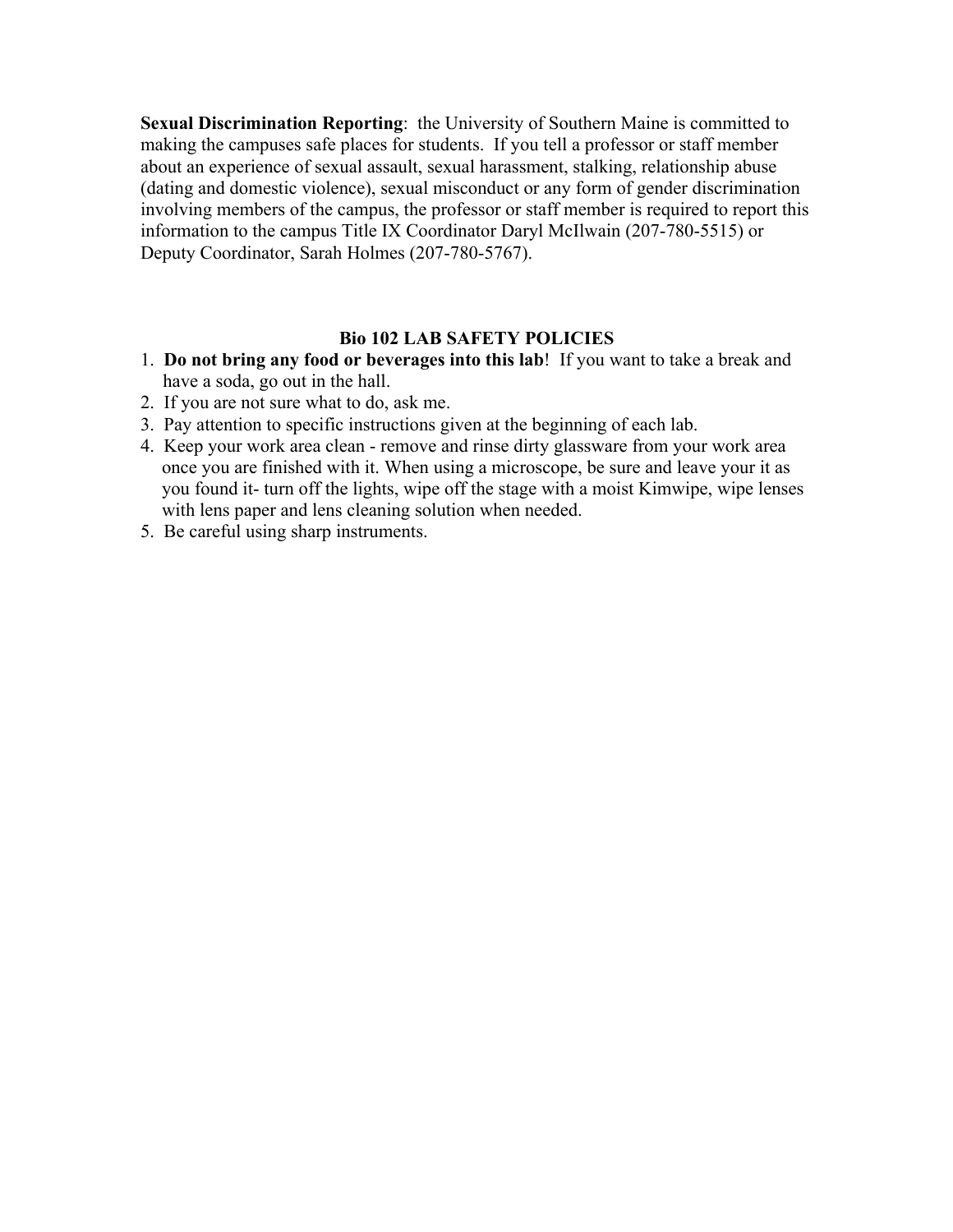**Sexual Discrimination Reporting**: the University of Southern Maine is committed to making the campuses safe places for students. If you tell a professor or staff member about an experience of sexual assault, sexual harassment, stalking, relationship abuse (dating and domestic violence), sexual misconduct or any form of gender discrimination involving members of the campus, the professor or staff member is required to report this information to the campus Title IX Coordinator Daryl McIlwain (207-780-5515) or Deputy Coordinator, Sarah Holmes (207-780-5767).

## Bio 102 LAB SAFETY POLICIES

1. **Do not bring any food or beverages into this lab**! If you want to take a break and have a soda, go out in the hall.
2. If you are not sure what to do, ask me.
3. Pay attention to specific instructions given at the beginning of each lab.
4. Keep your work area clean - remove and rinse dirty glassware from your work area once you are finished with it. When using a microscope, be sure and leave your it as you found it- turn off the lights, wipe off the stage with a moist Kimwipe, wipe lenses with lens paper and lens cleaning solution when needed.
5. Be careful using sharp instruments.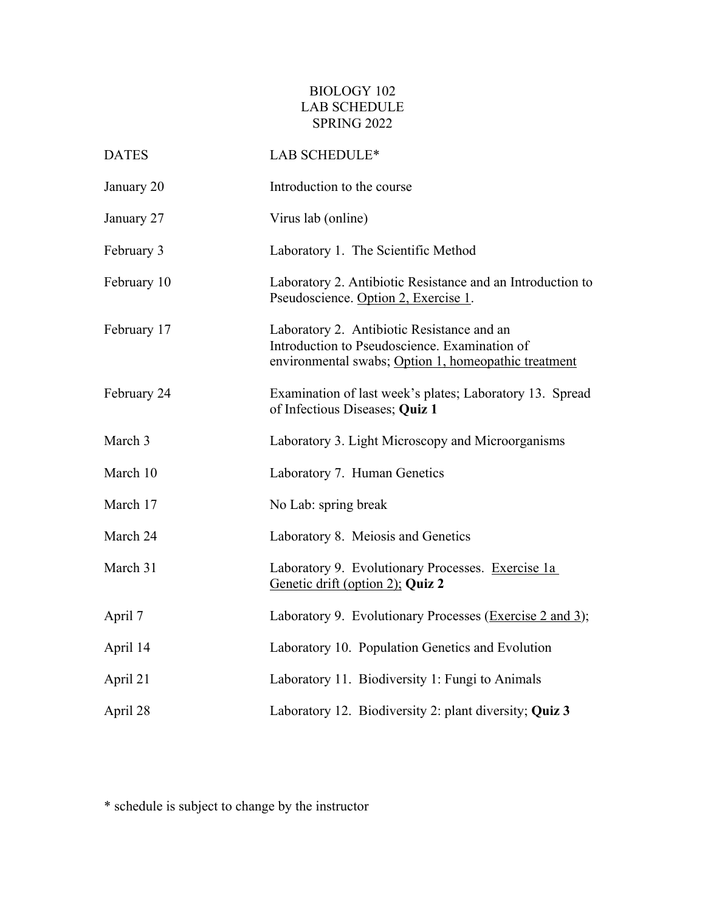# BIOLOGY 102
# LAB SCHEDULE
# SPRING 2022

| DATES | LAB SCHEDULE* |
| --- | --- |
| January 20 | Introduction to the course |
| January 27 | Virus lab (online) |
| February 3 | Laboratory 1. The Scientific Method |
| February 10 | Laboratory 2. Antibiotic Resistance and an Introduction to Pseudoscience. <u>Option 2, Exercise 1</u>. |
| February 17 | Laboratory 2. Antibiotic Resistance and an Introduction to Pseudoscience. Examination of environmental swabs; <u>Option 1, homeopathic treatment</u> |
| February 24 | Examination of last week's plates; Laboratory 13. Spread of Infectious Diseases; **Quiz 1** |
| March 3 | Laboratory 3. Light Microscopy and Microorganisms |
| March 10 | Laboratory 7. Human Genetics |
| March 17 | No Lab: spring break |
| March 24 | Laboratory 8. Meiosis and Genetics |
| March 31 | Laboratory 9. Evolutionary Processes. <u>Exercise 1a Genetic drift (option 2);</u> **Quiz 2** |
| April 7 | Laboratory 9. Evolutionary Processes (<u>Exercise 2 and 3</u>); |
| April 14 | Laboratory 10. Population Genetics and Evolution |
| April 21 | Laboratory 11. Biodiversity 1: Fungi to Animals |
| April 28 | Laboratory 12. Biodiversity 2: plant diversity; **Quiz 3** |

* schedule is subject to change by the instructor